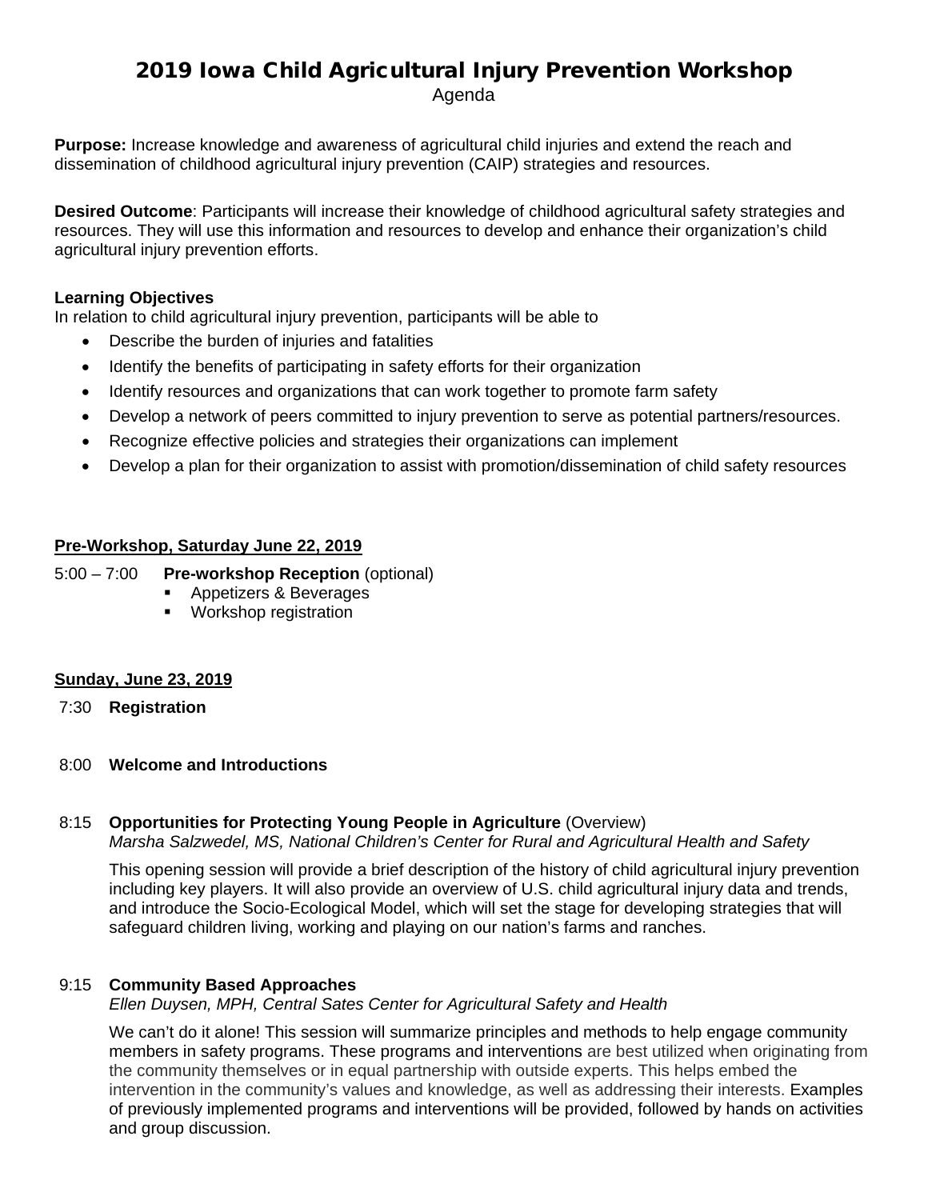# 2019 Iowa Child Agricultural Injury Prevention Workshop

Agenda

**Purpose:** Increase knowledge and awareness of agricultural child injuries and extend the reach and dissemination of childhood agricultural injury prevention (CAIP) strategies and resources.

**Desired Outcome**: Participants will increase their knowledge of childhood agricultural safety strategies and resources. They will use this information and resources to develop and enhance their organization's child agricultural injury prevention efforts.

**Learning Objectives**

In relation to child agricultural injury prevention, participants will be able to

- Describe the burden of injuries and fatalities
- Identify the benefits of participating in safety efforts for their organization
- Identify resources and organizations that can work together to promote farm safety
- Develop a network of peers committed to injury prevention to serve as potential partners/resources.
- Recognize effective policies and strategies their organizations can implement
- Develop a plan for their organization to assist with promotion/dissemination of child safety resources

## Pre-Workshop, Saturday June 22, 2019

5:00 – 7:00 **Pre-workshop Reception** (optional)

- Appetizers & Beverages
- Workshop registration

## Sunday, June 23, 2019

7:30 **Registration**

8:00 **Welcome and Introductions**

8:15 **Opportunities for Protecting Young People in Agriculture** (Overview)
*Marsha Salzwedel, MS, National Children's Center for Rural and Agricultural Health and Safety*

This opening session will provide a brief description of the history of child agricultural injury prevention including key players. It will also provide an overview of U.S. child agricultural injury data and trends, and introduce the Socio-Ecological Model, which will set the stage for developing strategies that will safeguard children living, working and playing on our nation's farms and ranches.

9:15 **Community Based Approaches**
*Ellen Duysen, MPH, Central Sates Center for Agricultural Safety and Health*

We can't do it alone! This session will summarize principles and methods to help engage community members in safety programs. These programs and interventions are best utilized when originating from the community themselves or in equal partnership with outside experts. This helps embed the intervention in the community's values and knowledge, as well as addressing their interests. Examples of previously implemented programs and interventions will be provided, followed by hands on activities and group discussion.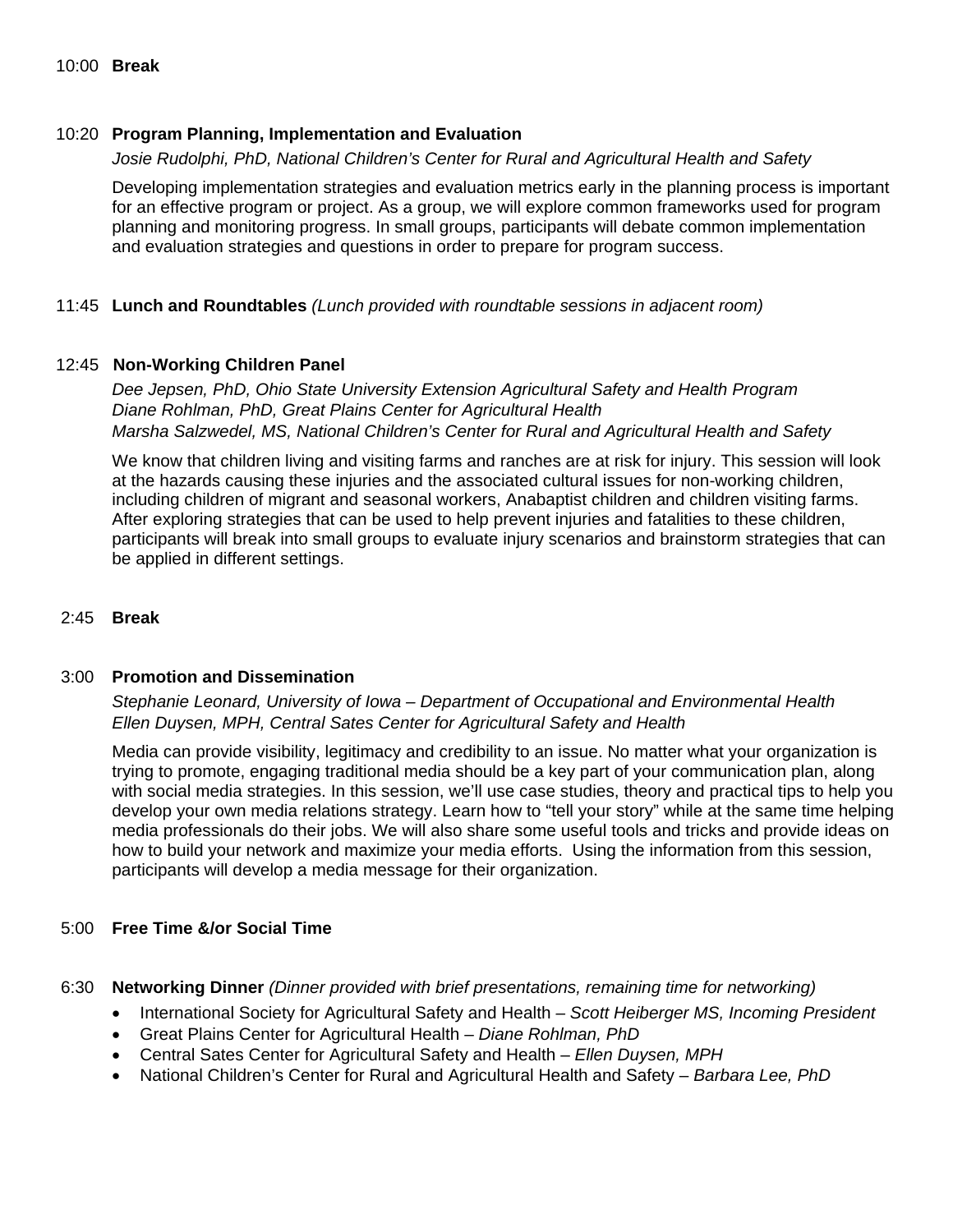10:00 **Break**

10:20 **Program Planning, Implementation and Evaluation**

*Josie Rudolphi, PhD, National Children's Center for Rural and Agricultural Health and Safety*

Developing implementation strategies and evaluation metrics early in the planning process is important for an effective program or project. As a group, we will explore common frameworks used for program planning and monitoring progress. In small groups, participants will debate common implementation and evaluation strategies and questions in order to prepare for program success.

11:45 **Lunch and Roundtables** *(Lunch provided with roundtable sessions in adjacent room)*

12:45 **Non-Working Children Panel**

*Dee Jepsen, PhD, Ohio State University Extension Agricultural Safety and Health Program*
*Diane Rohlman, PhD, Great Plains Center for Agricultural Health*
*Marsha Salzwedel, MS, National Children's Center for Rural and Agricultural Health and Safety*

We know that children living and visiting farms and ranches are at risk for injury. This session will look at the hazards causing these injuries and the associated cultural issues for non-working children, including children of migrant and seasonal workers, Anabaptist children and children visiting farms. After exploring strategies that can be used to help prevent injuries and fatalities to these children, participants will break into small groups to evaluate injury scenarios and brainstorm strategies that can be applied in different settings.

2:45 **Break**

3:00 **Promotion and Dissemination**

*Stephanie Leonard, University of Iowa – Department of Occupational and Environmental Health*
*Ellen Duysen, MPH, Central Sates Center for Agricultural Safety and Health*

Media can provide visibility, legitimacy and credibility to an issue. No matter what your organization is trying to promote, engaging traditional media should be a key part of your communication plan, along with social media strategies. In this session, we'll use case studies, theory and practical tips to help you develop your own media relations strategy. Learn how to "tell your story" while at the same time helping media professionals do their jobs. We will also share some useful tools and tricks and provide ideas on how to build your network and maximize your media efforts. Using the information from this session, participants will develop a media message for their organization.

5:00 **Free Time &/or Social Time**

6:30 **Networking Dinner** *(Dinner provided with brief presentations, remaining time for networking)*

- International Society for Agricultural Safety and Health – *Scott Heiberger MS, Incoming President*
- Great Plains Center for Agricultural Health – *Diane Rohlman, PhD*
- Central Sates Center for Agricultural Safety and Health – *Ellen Duysen, MPH*
- National Children's Center for Rural and Agricultural Health and Safety – *Barbara Lee, PhD*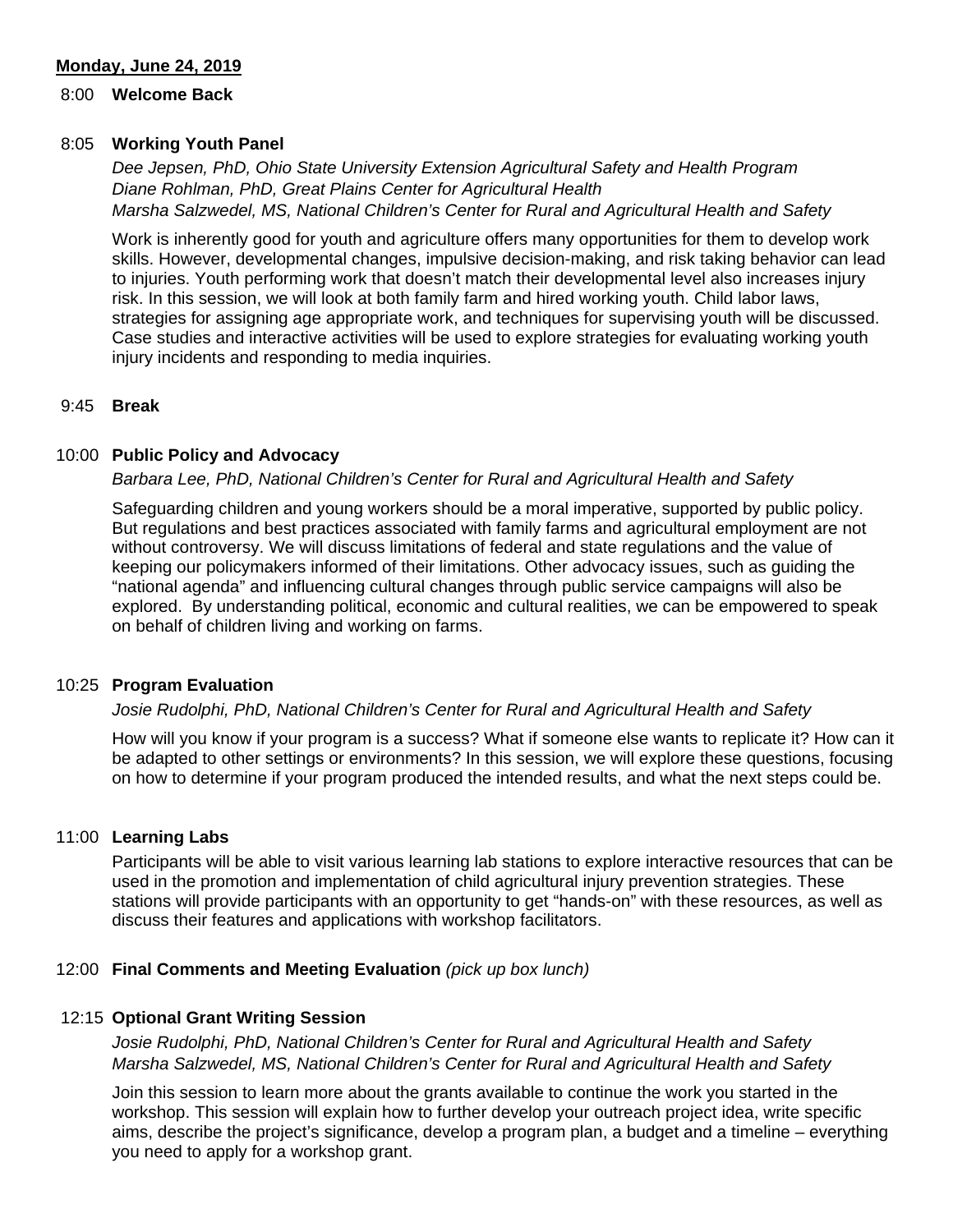**Monday, June 24, 2019**

8:00 **Welcome Back**

8:05 **Working Youth Panel**

*Dee Jepsen, PhD, Ohio State University Extension Agricultural Safety and Health Program*
*Diane Rohlman, PhD, Great Plains Center for Agricultural Health*
*Marsha Salzwedel, MS, National Children's Center for Rural and Agricultural Health and Safety*

Work is inherently good for youth and agriculture offers many opportunities for them to develop work skills. However, developmental changes, impulsive decision-making, and risk taking behavior can lead to injuries. Youth performing work that doesn't match their developmental level also increases injury risk. In this session, we will look at both family farm and hired working youth. Child labor laws, strategies for assigning age appropriate work, and techniques for supervising youth will be discussed. Case studies and interactive activities will be used to explore strategies for evaluating working youth injury incidents and responding to media inquiries.

9:45 **Break**

10:00 **Public Policy and Advocacy**

*Barbara Lee, PhD, National Children's Center for Rural and Agricultural Health and Safety*

Safeguarding children and young workers should be a moral imperative, supported by public policy. But regulations and best practices associated with family farms and agricultural employment are not without controversy. We will discuss limitations of federal and state regulations and the value of keeping our policymakers informed of their limitations. Other advocacy issues, such as guiding the "national agenda" and influencing cultural changes through public service campaigns will also be explored. By understanding political, economic and cultural realities, we can be empowered to speak on behalf of children living and working on farms.

10:25 **Program Evaluation**

*Josie Rudolphi, PhD, National Children's Center for Rural and Agricultural Health and Safety*

How will you know if your program is a success? What if someone else wants to replicate it? How can it be adapted to other settings or environments? In this session, we will explore these questions, focusing on how to determine if your program produced the intended results, and what the next steps could be.

11:00 **Learning Labs**

Participants will be able to visit various learning lab stations to explore interactive resources that can be used in the promotion and implementation of child agricultural injury prevention strategies. These stations will provide participants with an opportunity to get "hands-on" with these resources, as well as discuss their features and applications with workshop facilitators.

12:00 **Final Comments and Meeting Evaluation** *(pick up box lunch)*

12:15 **Optional Grant Writing Session**

*Josie Rudolphi, PhD, National Children's Center for Rural and Agricultural Health and Safety*
*Marsha Salzwedel, MS, National Children's Center for Rural and Agricultural Health and Safety*

Join this session to learn more about the grants available to continue the work you started in the workshop. This session will explain how to further develop your outreach project idea, write specific aims, describe the project's significance, develop a program plan, a budget and a timeline – everything you need to apply for a workshop grant.